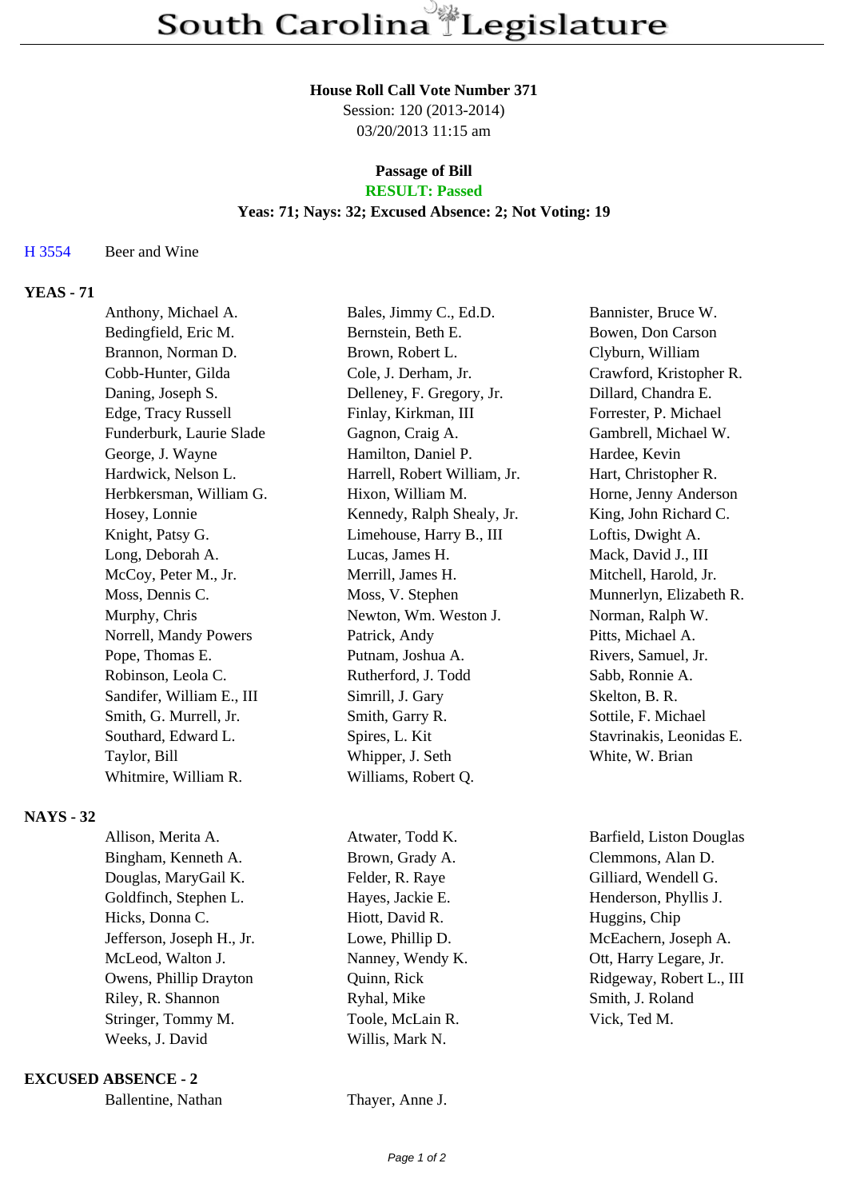# South Carolina Legislature

**House Roll Call Vote Number 371**
Session: 120 (2013-2014)
03/20/2013 11:15 am

**Passage of Bill**
**RESULT: Passed**
**Yeas: 71; Nays: 32; Excused Absence: 2; Not Voting: 19**

H 3554 Beer and Wine

## YEAS - 71

| | | |
|---|---|---|
| Anthony, Michael A. | Bales, Jimmy C., Ed.D. | Bannister, Bruce W. |
| Bedingfield, Eric M. | Bernstein, Beth E. | Bowen, Don Carson |
| Brannon, Norman D. | Brown, Robert L. | Clyburn, William |
| Cobb-Hunter, Gilda | Cole, J. Derham, Jr. | Crawford, Kristopher R. |
| Daning, Joseph S. | Delleney, F. Gregory, Jr. | Dillard, Chandra E. |
| Edge, Tracy Russell | Finlay, Kirkman, III | Forrester, P. Michael |
| Funderburk, Laurie Slade | Gagnon, Craig A. | Gambrell, Michael W. |
| George, J. Wayne | Hamilton, Daniel P. | Hardee, Kevin |
| Hardwick, Nelson L. | Harrell, Robert William, Jr. | Hart, Christopher R. |
| Herbkersman, William G. | Hixon, William M. | Horne, Jenny Anderson |
| Hosey, Lonnie | Kennedy, Ralph Shealy, Jr. | King, John Richard C. |
| Knight, Patsy G. | Limehouse, Harry B., III | Loftis, Dwight A. |
| Long, Deborah A. | Lucas, James H. | Mack, David J., III |
| McCoy, Peter M., Jr. | Merrill, James H. | Mitchell, Harold, Jr. |
| Moss, Dennis C. | Moss, V. Stephen | Munnerlyn, Elizabeth R. |
| Murphy, Chris | Newton, Wm. Weston J. | Norman, Ralph W. |
| Norrell, Mandy Powers | Patrick, Andy | Pitts, Michael A. |
| Pope, Thomas E. | Putnam, Joshua A. | Rivers, Samuel, Jr. |
| Robinson, Leola C. | Rutherford, J. Todd | Sabb, Ronnie A. |
| Sandifer, William E., III | Simrill, J. Gary | Skelton, B. R. |
| Smith, G. Murrell, Jr. | Smith, Garry R. | Sottile, F. Michael |
| Southard, Edward L. | Spires, L. Kit | Stavrinakis, Leonidas E. |
| Taylor, Bill | Whipper, J. Seth | White, W. Brian |
| Whitmire, William R. | Williams, Robert Q. | |

## NAYS - 32

| | | |
|---|---|---|
| Allison, Merita A. | Atwater, Todd K. | Barfield, Liston Douglas |
| Bingham, Kenneth A. | Brown, Grady A. | Clemmons, Alan D. |
| Douglas, MaryGail K. | Felder, R. Raye | Gilliard, Wendell G. |
| Goldfinch, Stephen L. | Hayes, Jackie E. | Henderson, Phyllis J. |
| Hicks, Donna C. | Hiott, David R. | Huggins, Chip |
| Jefferson, Joseph H., Jr. | Lowe, Phillip D. | McEachern, Joseph A. |
| McLeod, Walton J. | Nanney, Wendy K. | Ott, Harry Legare, Jr. |
| Owens, Phillip Drayton | Quinn, Rick | Ridgeway, Robert L., III |
| Riley, R. Shannon | Ryhal, Mike | Smith, J. Roland |
| Stringer, Tommy M. | Toole, McLain R. | Vick, Ted M. |
| Weeks, J. David | Willis, Mark N. | |

## EXCUSED ABSENCE - 2

| | |
|---|---|
| Ballentine, Nathan | Thayer, Anne J. |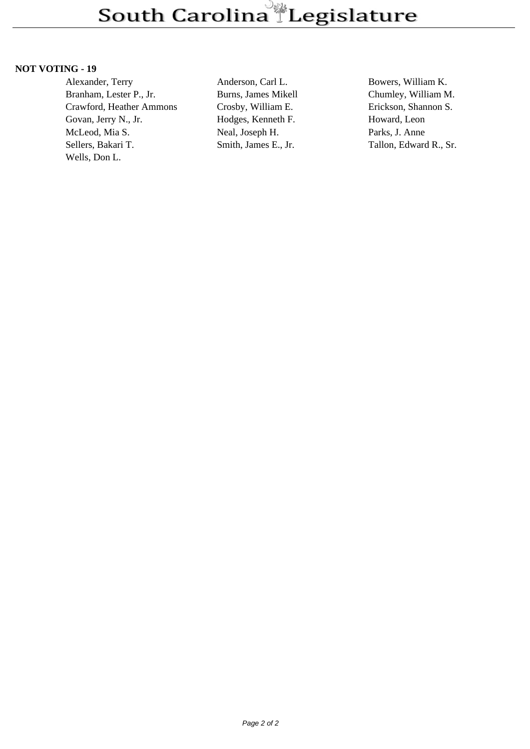**NOT VOTING - 19**

| | | |
|---|---|---|
| Alexander, Terry | Anderson, Carl L. | Bowers, William K. |
| Branham, Lester P., Jr. | Burns, James Mikell | Chumley, William M. |
| Crawford, Heather Ammons | Crosby, William E. | Erickson, Shannon S. |
| Govan, Jerry N., Jr. | Hodges, Kenneth F. | Howard, Leon |
| McLeod, Mia S. | Neal, Joseph H. | Parks, J. Anne |
| Sellers, Bakari T. | Smith, James E., Jr. | Tallon, Edward R., Sr. |
| Wells, Don L. | | |